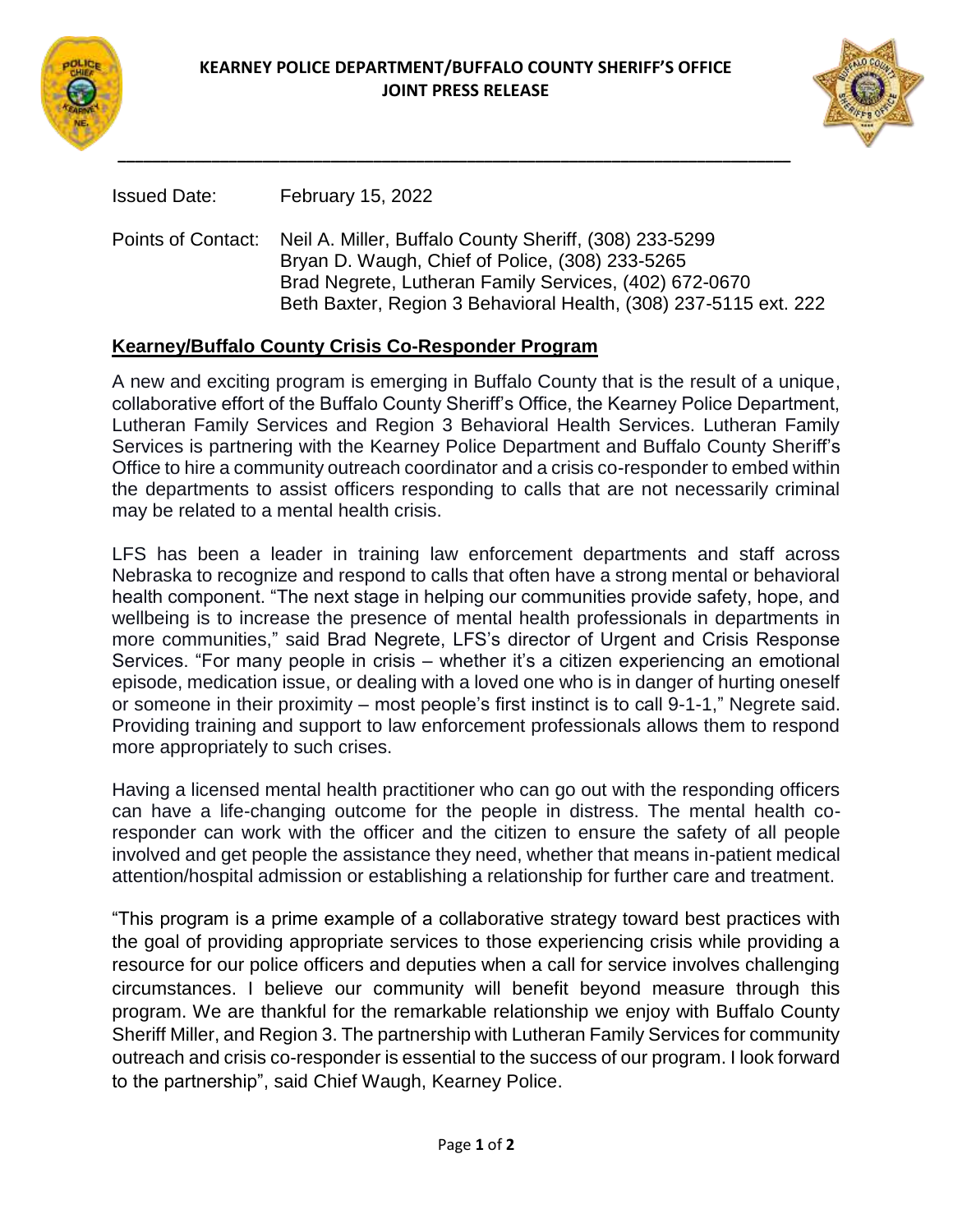**KEARNEY POLICE DEPARTMENT/BUFFALO COUNTY SHERIFF'S OFFICE**
**JOINT PRESS RELEASE**

Issued Date: February 15, 2022

Points of Contact: Neil A. Miller, Buffalo County Sheriff, (308) 233-5299
Bryan D. Waugh, Chief of Police, (308) 233-5265
Brad Negrete, Lutheran Family Services, (402) 672-0670
Beth Baxter, Region 3 Behavioral Health, (308) 237-5115 ext. 222

## Kearney/Buffalo County Crisis Co-Responder Program

A new and exciting program is emerging in Buffalo County that is the result of a unique, collaborative effort of the Buffalo County Sheriff's Office, the Kearney Police Department, Lutheran Family Services and Region 3 Behavioral Health Services. Lutheran Family Services is partnering with the Kearney Police Department and Buffalo County Sheriff's Office to hire a community outreach coordinator and a crisis co-responder to embed within the departments to assist officers responding to calls that are not necessarily criminal may be related to a mental health crisis.

LFS has been a leader in training law enforcement departments and staff across Nebraska to recognize and respond to calls that often have a strong mental or behavioral health component. "The next stage in helping our communities provide safety, hope, and wellbeing is to increase the presence of mental health professionals in departments in more communities," said Brad Negrete, LFS's director of Urgent and Crisis Response Services. "For many people in crisis – whether it's a citizen experiencing an emotional episode, medication issue, or dealing with a loved one who is in danger of hurting oneself or someone in their proximity – most people's first instinct is to call 9-1-1," Negrete said. Providing training and support to law enforcement professionals allows them to respond more appropriately to such crises.

Having a licensed mental health practitioner who can go out with the responding officers can have a life-changing outcome for the people in distress. The mental health co-responder can work with the officer and the citizen to ensure the safety of all people involved and get people the assistance they need, whether that means in-patient medical attention/hospital admission or establishing a relationship for further care and treatment.

"This program is a prime example of a collaborative strategy toward best practices with the goal of providing appropriate services to those experiencing crisis while providing a resource for our police officers and deputies when a call for service involves challenging circumstances. I believe our community will benefit beyond measure through this program. We are thankful for the remarkable relationship we enjoy with Buffalo County Sheriff Miller, and Region 3. The partnership with Lutheran Family Services for community outreach and crisis co-responder is essential to the success of our program. I look forward to the partnership", said Chief Waugh, Kearney Police.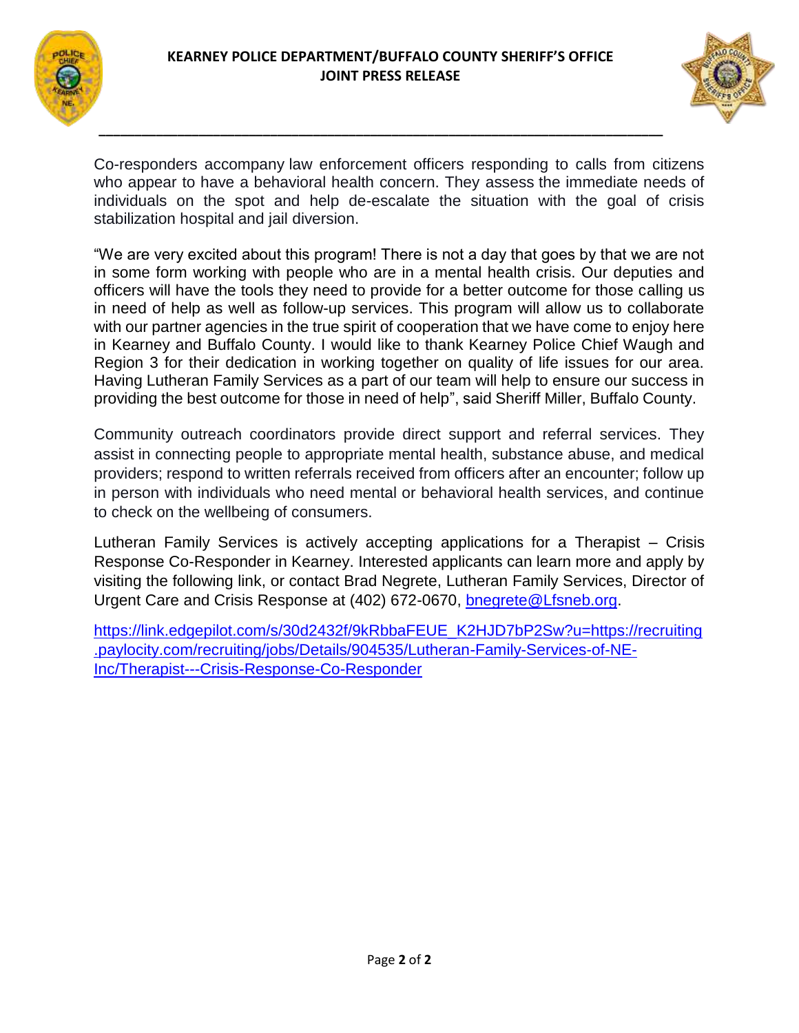Co-responders accompany law enforcement officers responding to calls from citizens who appear to have a behavioral health concern. They assess the immediate needs of individuals on the spot and help de-escalate the situation with the goal of crisis stabilization hospital and jail diversion.

"We are very excited about this program! There is not a day that goes by that we are not in some form working with people who are in a mental health crisis. Our deputies and officers will have the tools they need to provide for a better outcome for those calling us in need of help as well as follow-up services. This program will allow us to collaborate with our partner agencies in the true spirit of cooperation that we have come to enjoy here in Kearney and Buffalo County. I would like to thank Kearney Police Chief Waugh and Region 3 for their dedication in working together on quality of life issues for our area. Having Lutheran Family Services as a part of our team will help to ensure our success in providing the best outcome for those in need of help", said Sheriff Miller, Buffalo County.

Community outreach coordinators provide direct support and referral services. They assist in connecting people to appropriate mental health, substance abuse, and medical providers; respond to written referrals received from officers after an encounter; follow up in person with individuals who need mental or behavioral health services, and continue to check on the wellbeing of consumers.

Lutheran Family Services is actively accepting applications for a Therapist – Crisis Response Co-Responder in Kearney. Interested applicants can learn more and apply by visiting the following link, or contact Brad Negrete, Lutheran Family Services, Director of Urgent Care and Crisis Response at (402) 672-0670, bnegrete@Lfsneb.org.

https://link.edgepilot.com/s/30d2432f/9kRbbaFEUE_K2HJD7bP2Sw?u=https://recruiting.paylocity.com/recruiting/jobs/Details/904535/Lutheran-Family-Services-of-NE-Inc/Therapist---Crisis-Response-Co-Responder